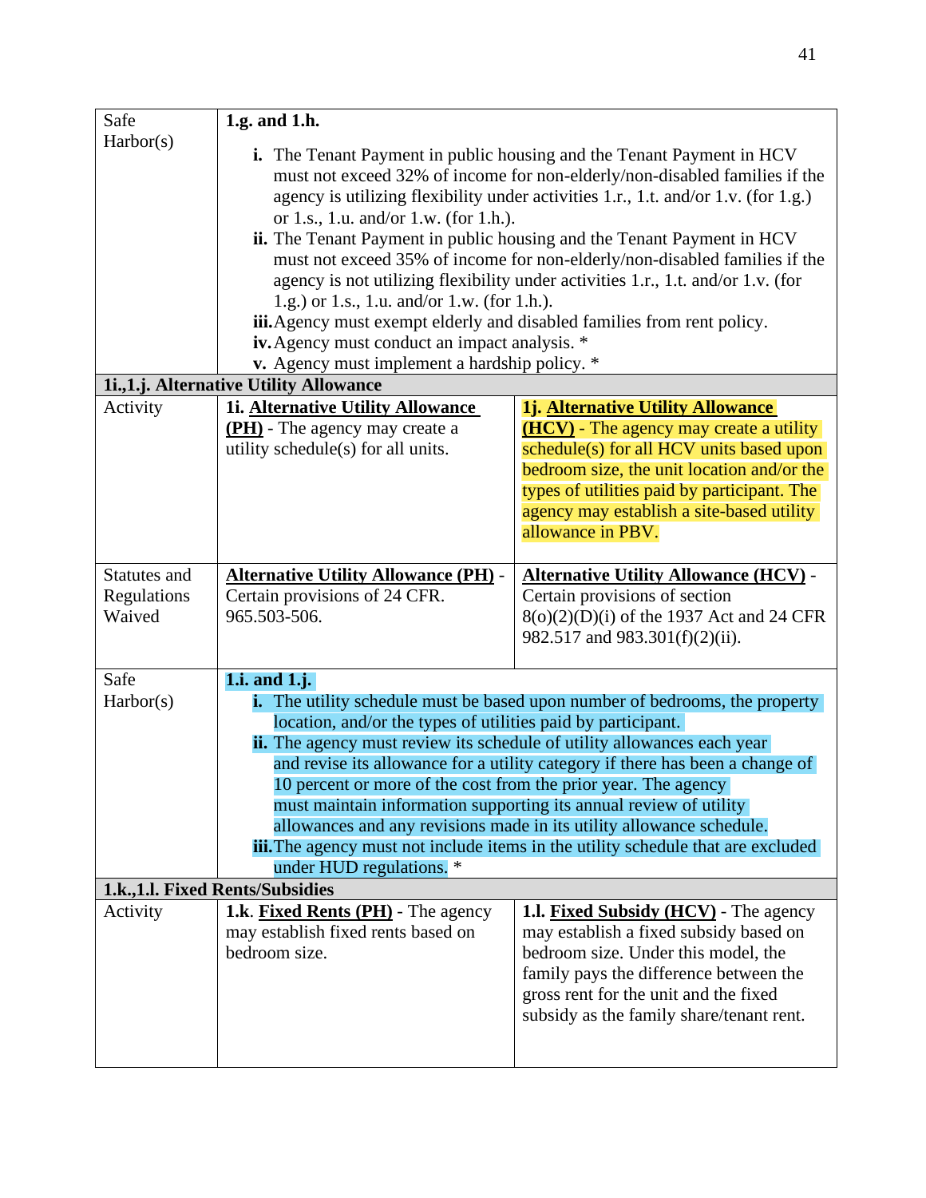| | | |
|---|---|---|
| Safe Harbor(s) | **1.g. and 1.h.**<br>**i.** The Tenant Payment in public housing and the Tenant Payment in HCV must not exceed 32% of income for non-elderly/non-disabled families if the agency is utilizing flexibility under activities 1.r., 1.t. and/or 1.v. (for 1.g.) or 1.s., 1.u. and/or 1.w. (for 1.h.).<br>**ii.** The Tenant Payment in public housing and the Tenant Payment in HCV must not exceed 35% of income for non-elderly/non-disabled families if the agency is not utilizing flexibility under activities 1.r., 1.t. and/or 1.v. (for 1.g.) or 1.s., 1.u. and/or 1.w. (for 1.h.).<br>**iii.** Agency must exempt elderly and disabled families from rent policy.<br>**iv.** Agency must conduct an impact analysis. *<br>**v.** Agency must implement a hardship policy. * | |
| **1i.,1.j. Alternative Utility Allowance** | | |
| Activity | **1i. Alternative Utility Allowance (PH)** - The agency may create a utility schedule(s) for all units. | **1j. Alternative Utility Allowance (HCV)** - The agency may create a utility schedule(s) for all HCV units based upon bedroom size, the unit location and/or the types of utilities paid by participant. The agency may establish a site-based utility allowance in PBV. |
| Statutes and Regulations Waived | **Alternative Utility Allowance (PH)** - Certain provisions of 24 CFR. 965.503-506. | **Alternative Utility Allowance (HCV)** - Certain provisions of section 8(o)(2)(D)(i) of the 1937 Act and 24 CFR 982.517 and 983.301(f)(2)(ii). |
| Safe Harbor(s) | **1.i. and 1.j.**<br>**i.** The utility schedule must be based upon number of bedrooms, the property location, and/or the types of utilities paid by participant.<br>**ii.** The agency must review its schedule of utility allowances each year and revise its allowance for a utility category if there has been a change of 10 percent or more of the cost from the prior year. The agency must maintain information supporting its annual review of utility allowances and any revisions made in its utility allowance schedule.<br>**iii.** The agency must not include items in the utility schedule that are excluded under HUD regulations. * | |
| **1.k.,1.l. Fixed Rents/Subsidies** | | |
| Activity | **1.k. Fixed Rents (PH)** - The agency may establish fixed rents based on bedroom size. | **1.l. Fixed Subsidy (HCV)** - The agency may establish a fixed subsidy based on bedroom size. Under this model, the family pays the difference between the gross rent for the unit and the fixed subsidy as the family share/tenant rent. |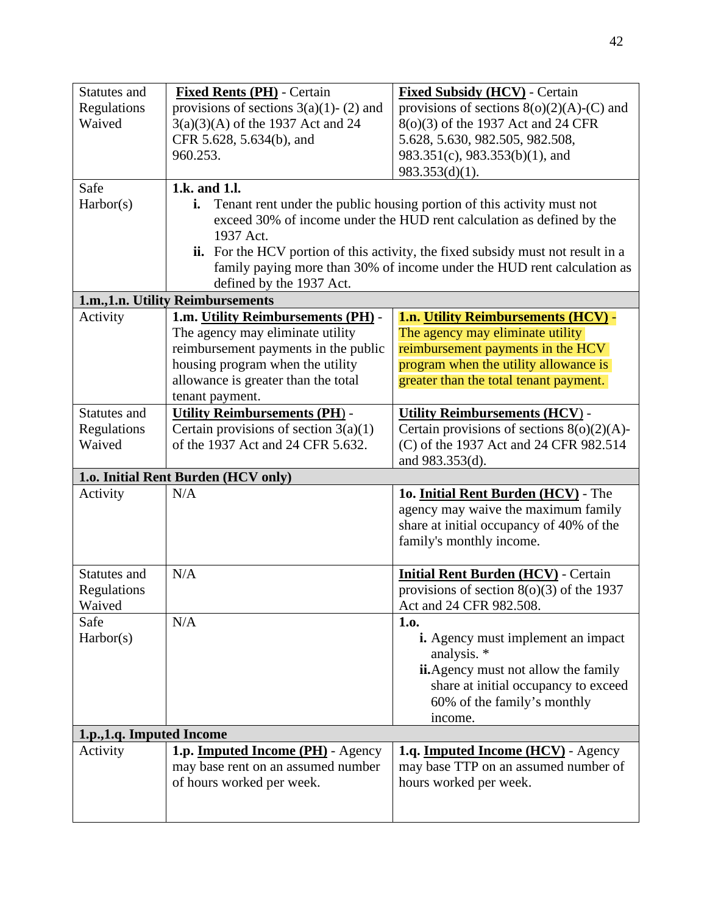| | | |
|---|---|---|
| Statutes and Regulations Waived | **Fixed Rents (PH)** - Certain provisions of sections 3(a)(1)- (2) and 3(a)(3)(A) of the 1937 Act and 24 CFR 5.628, 5.634(b), and 960.253. | **Fixed Subsidy (HCV)** - Certain provisions of sections 8(o)(2)(A)-(C) and 8(o)(3) of the 1937 Act and 24 CFR 5.628, 5.630, 982.505, 982.508, 983.351(c), 983.353(b)(1), and 983.353(d)(1). |
| Safe Harbor(s) | **1.k. and 1.l.** **i.** Tenant rent under the public housing portion of this activity must not exceed 30% of income under the HUD rent calculation as defined by the 1937 Act. **ii.** For the HCV portion of this activity, the fixed subsidy must not result in a family paying more than 30% of income under the HUD rent calculation as defined by the 1937 Act. | |
| **1.m.,1.n. Utility Reimbursements** | | |
| Activity | **1.m. Utility Reimbursements (PH)** - The agency may eliminate utility reimbursement payments in the public housing program when the utility allowance is greater than the total tenant payment. | **1.n. Utility Reimbursements (HCV)** - The agency may eliminate utility reimbursement payments in the HCV program when the utility allowance is greater than the total tenant payment. |
| Statutes and Regulations Waived | **Utility Reimbursements (PH)** - Certain provisions of section 3(a)(1) of the 1937 Act and 24 CFR 5.632. | **Utility Reimbursements (HCV)** - Certain provisions of sections 8(o)(2)(A)-(C) of the 1937 Act and 24 CFR 982.514 and 983.353(d). |
| **1.o. Initial Rent Burden (HCV only)** | | |
| Activity | N/A | **1o. Initial Rent Burden (HCV)** - The agency may waive the maximum family share at initial occupancy of 40% of the family's monthly income. |
| Statutes and Regulations Waived | N/A | **Initial Rent Burden (HCV)** - Certain provisions of section 8(o)(3) of the 1937 Act and 24 CFR 982.508. |
| Safe Harbor(s) | N/A | **1.o.** **i.** Agency must implement an impact analysis. * **ii.** Agency must not allow the family share at initial occupancy to exceed 60% of the family's monthly income. |
| **1.p.,1.q. Imputed Income** | | |
| Activity | **1.p. Imputed Income (PH)** - Agency may base rent on an assumed number of hours worked per week. | **1.q. Imputed Income (HCV)** - Agency may base TTP on an assumed number of hours worked per week. |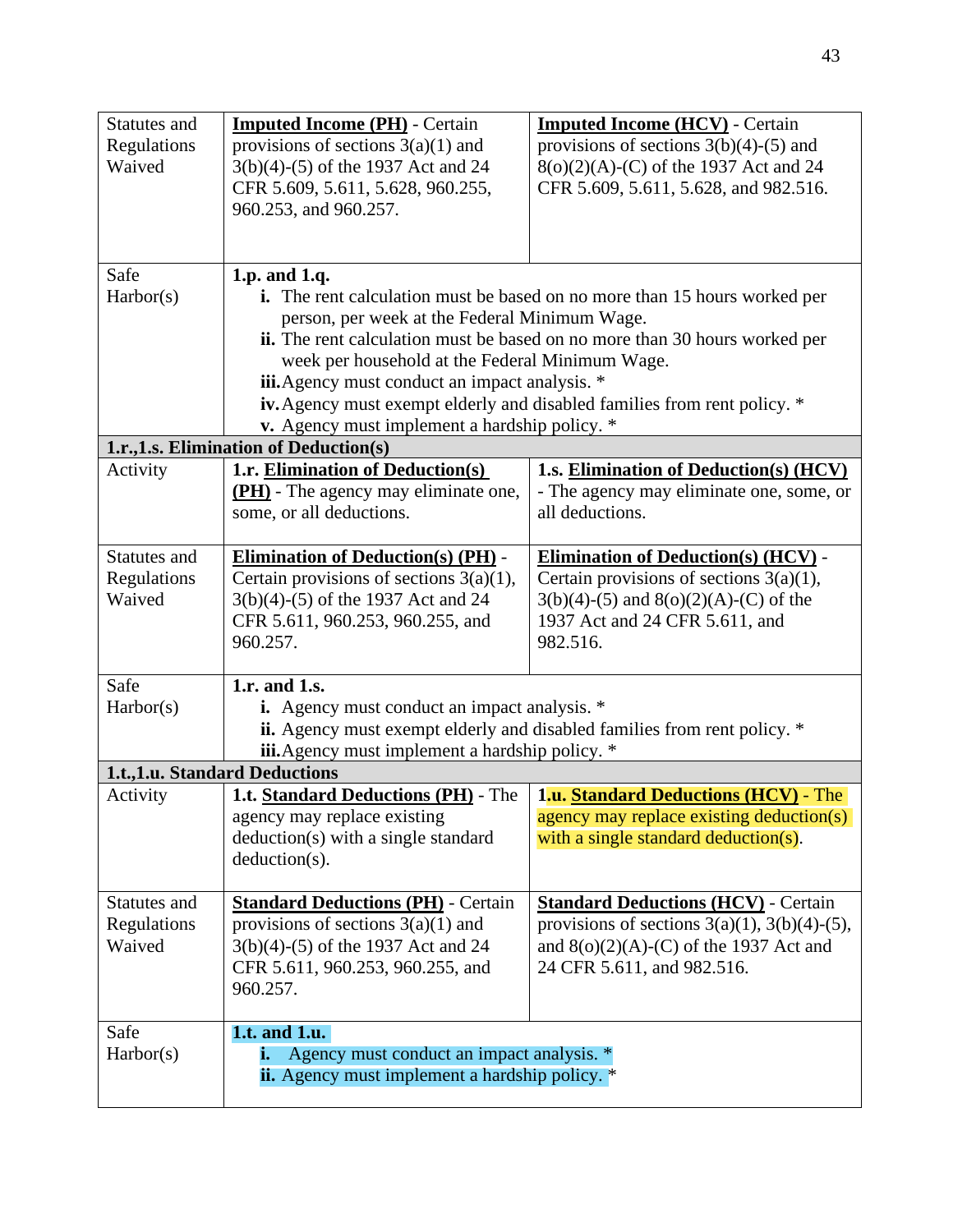| | | |
|---|---|---|
| Statutes and Regulations Waived | **Imputed Income (PH)** - Certain provisions of sections 3(a)(1) and 3(b)(4)-(5) of the 1937 Act and 24 CFR 5.609, 5.611, 5.628, 960.255, 960.253, and 960.257. | **Imputed Income (HCV)** - Certain provisions of sections 3(b)(4)-(5) and 8(o)(2)(A)-(C) of the 1937 Act and 24 CFR 5.609, 5.611, 5.628, and 982.516. |
| Safe Harbor(s) | **1.p. and 1.q.**<br>**i.** The rent calculation must be based on no more than 15 hours worked per person, per week at the Federal Minimum Wage.<br>**ii.** The rent calculation must be based on no more than 30 hours worked per week per household at the Federal Minimum Wage.<br>**iii.** Agency must conduct an impact analysis. *<br>**iv.** Agency must exempt elderly and disabled families from rent policy. *<br>**v.** Agency must implement a hardship policy. * | |
| **1.r.,1.s. Elimination of Deduction(s)** | | |
| Activity | **1.r. Elimination of Deduction(s) (PH)** - The agency may eliminate one, some, or all deductions. | **1.s. Elimination of Deduction(s) (HCV)** - The agency may eliminate one, some, or all deductions. |
| Statutes and Regulations Waived | **Elimination of Deduction(s) (PH)** - Certain provisions of sections 3(a)(1), 3(b)(4)-(5) of the 1937 Act and 24 CFR 5.611, 960.253, 960.255, and 960.257. | **Elimination of Deduction(s) (HCV)** - Certain provisions of sections 3(a)(1), 3(b)(4)-(5) and 8(o)(2)(A)-(C) of the 1937 Act and 24 CFR 5.611, and 982.516. |
| Safe Harbor(s) | **1.r. and 1.s.**<br>**i.** Agency must conduct an impact analysis. *<br>**ii.** Agency must exempt elderly and disabled families from rent policy. *<br>**iii.** Agency must implement a hardship policy. * | |
| **1.t.,1.u. Standard Deductions** | | |
| Activity | **1.t. Standard Deductions (PH)** - The agency may replace existing deduction(s) with a single standard deduction(s). | **1.u. Standard Deductions (HCV)** - The agency may replace existing deduction(s) with a single standard deduction(s). |
| Statutes and Regulations Waived | **Standard Deductions (PH)** - Certain provisions of sections 3(a)(1) and 3(b)(4)-(5) of the 1937 Act and 24 CFR 5.611, 960.253, 960.255, and 960.257. | **Standard Deductions (HCV)** - Certain provisions of sections 3(a)(1), 3(b)(4)-(5), and 8(o)(2)(A)-(C) of the 1937 Act and 24 CFR 5.611, and 982.516. |
| Safe Harbor(s) | **1.t. and 1.u.**<br>**i.** Agency must conduct an impact analysis. *<br>**ii.** Agency must implement a hardship policy. * | |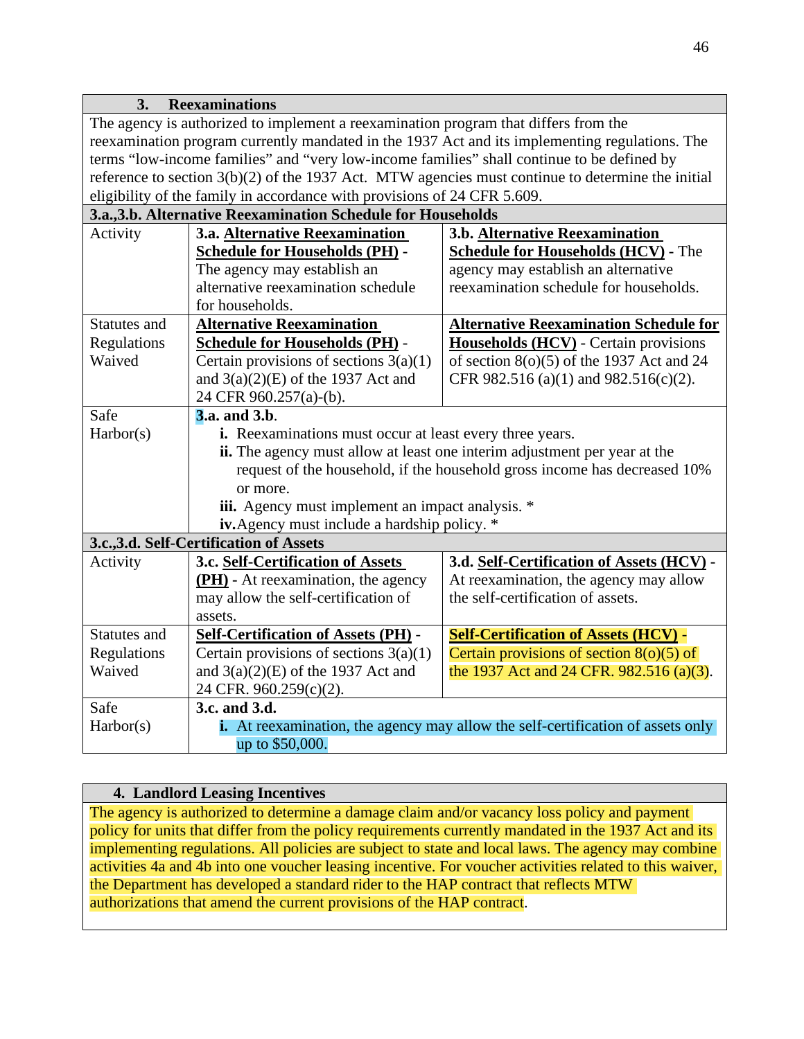| **3. Reexaminations** | | |
|---|---|---|
| The agency is authorized to implement a reexamination program that differs from the reexamination program currently mandated in the 1937 Act and its implementing regulations. The terms "low-income families" and "very low-income families" shall continue to be defined by reference to section 3(b)(2) of the 1937 Act. MTW agencies must continue to determine the initial eligibility of the family in accordance with provisions of 24 CFR 5.609. | | |
| **3.a.,3.b. Alternative Reexamination Schedule for Households** | | |
| Activity | **3.a. Alternative Reexamination Schedule for Households (PH)** - The agency may establish an alternative reexamination schedule for households. | **3.b. Alternative Reexamination Schedule for Households (HCV)** - The agency may establish an alternative reexamination schedule for households. |
| Statutes and Regulations Waived | **Alternative Reexamination Schedule for Households (PH)** - Certain provisions of sections 3(a)(1) and 3(a)(2)(E) of the 1937 Act and 24 CFR 960.257(a)-(b). | **Alternative Reexamination Schedule for Households (HCV)** - Certain provisions of section 8(o)(5) of the 1937 Act and 24 CFR 982.516 (a)(1) and 982.516(c)(2). |
| Safe Harbor(s) | **3.a. and 3.b.**<br>**i.** Reexaminations must occur at least every three years.<br>**ii.** The agency must allow at least one interim adjustment per year at the request of the household, if the household gross income has decreased 10% or more.<br>**iii.** Agency must implement an impact analysis. *<br>**iv.** Agency must include a hardship policy. * | |
| **3.c.,3.d. Self-Certification of Assets** | | |
| Activity | **3.c. Self-Certification of Assets (PH)** - At reexamination, the agency may allow the self-certification of assets. | **3.d. Self-Certification of Assets (HCV)** - At reexamination, the agency may allow the self-certification of assets. |
| Statutes and Regulations Waived | **Self-Certification of Assets (PH)** - Certain provisions of sections 3(a)(1) and 3(a)(2)(E) of the 1937 Act and 24 CFR. 960.259(c)(2). | **Self-Certification of Assets (HCV)** - Certain provisions of section 8(o)(5) of the 1937 Act and 24 CFR. 982.516 (a)(3). |
| Safe Harbor(s) | **3.c. and 3.d.**<br>**i.** At reexamination, the agency may allow the self-certification of assets only up to $50,000. | |

| **4. Landlord Leasing Incentives** |
|---|
| The agency is authorized to determine a damage claim and/or vacancy loss policy and payment policy for units that differ from the policy requirements currently mandated in the 1937 Act and its implementing regulations. All policies are subject to state and local laws. The agency may combine activities 4a and 4b into one voucher leasing incentive. For voucher activities related to this waiver, the Department has developed a standard rider to the HAP contract that reflects MTW authorizations that amend the current provisions of the HAP contract. |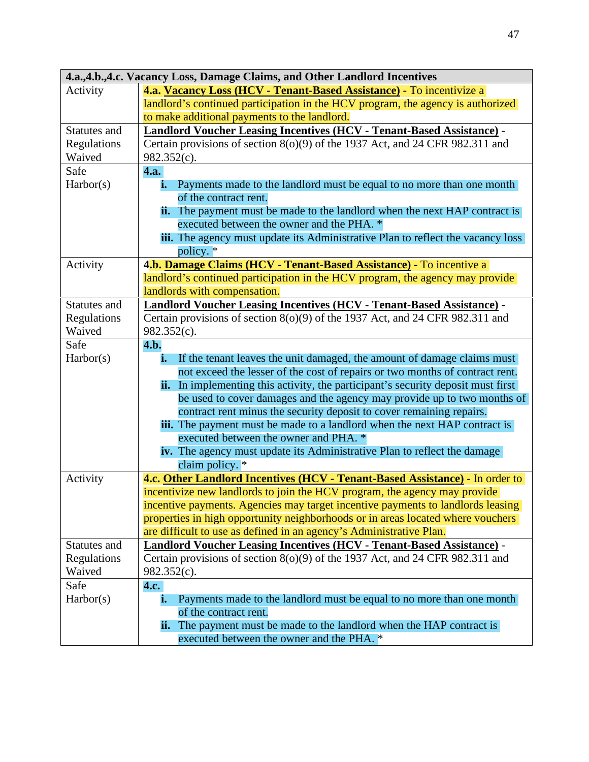| 4.a.,4.b.,4.c. Vacancy Loss, Damage Claims, and Other Landlord Incentives | |
|---|---|
| Activity | **4.a. <u>Vacancy Loss (HCV - Tenant-Based Assistance)</u>** - To incentivize a landlord's continued participation in the HCV program, the agency is authorized to make additional payments to the landlord. |
| Statutes and Regulations Waived | **<u>Landlord Voucher Leasing Incentives (HCV - Tenant-Based Assistance)</u>** - Certain provisions of section 8(o)(9) of the 1937 Act, and 24 CFR 982.311 and 982.352(c). |
| Safe Harbor(s) | **4.a.**<br>**i.** Payments made to the landlord must be equal to no more than one month of the contract rent.<br>**ii.** The payment must be made to the landlord when the next HAP contract is executed between the owner and the PHA. *<br>**iii.** The agency must update its Administrative Plan to reflect the vacancy loss policy. * |
| Activity | **4.b. <u>Damage Claims (HCV - Tenant-Based Assistance)</u>** - To incentive a landlord's continued participation in the HCV program, the agency may provide landlords with compensation. |
| Statutes and Regulations Waived | **<u>Landlord Voucher Leasing Incentives (HCV - Tenant-Based Assistance)</u>** - Certain provisions of section 8(o)(9) of the 1937 Act, and 24 CFR 982.311 and 982.352(c). |
| Safe Harbor(s) | **4.b.**<br>**i.** If the tenant leaves the unit damaged, the amount of damage claims must not exceed the lesser of the cost of repairs or two months of contract rent.<br>**ii.** In implementing this activity, the participant's security deposit must first be used to cover damages and the agency may provide up to two months of contract rent minus the security deposit to cover remaining repairs.<br>**iii.** The payment must be made to a landlord when the next HAP contract is executed between the owner and PHA. *<br>**iv.** The agency must update its Administrative Plan to reflect the damage claim policy. * |
| Activity | **4.c. <u>Other Landlord Incentives (HCV - Tenant-Based Assistance)</u>** - In order to incentivize new landlords to join the HCV program, the agency may provide incentive payments. Agencies may target incentive payments to landlords leasing properties in high opportunity neighborhoods or in areas located where vouchers are difficult to use as defined in an agency's Administrative Plan. |
| Statutes and Regulations Waived | **<u>Landlord Voucher Leasing Incentives (HCV - Tenant-Based Assistance)</u>** - Certain provisions of section 8(o)(9) of the 1937 Act, and 24 CFR 982.311 and 982.352(c). |
| Safe Harbor(s) | **4.c.**<br>**i.** Payments made to the landlord must be equal to no more than one month of the contract rent.<br>**ii.** The payment must be made to the landlord when the HAP contract is executed between the owner and the PHA. * |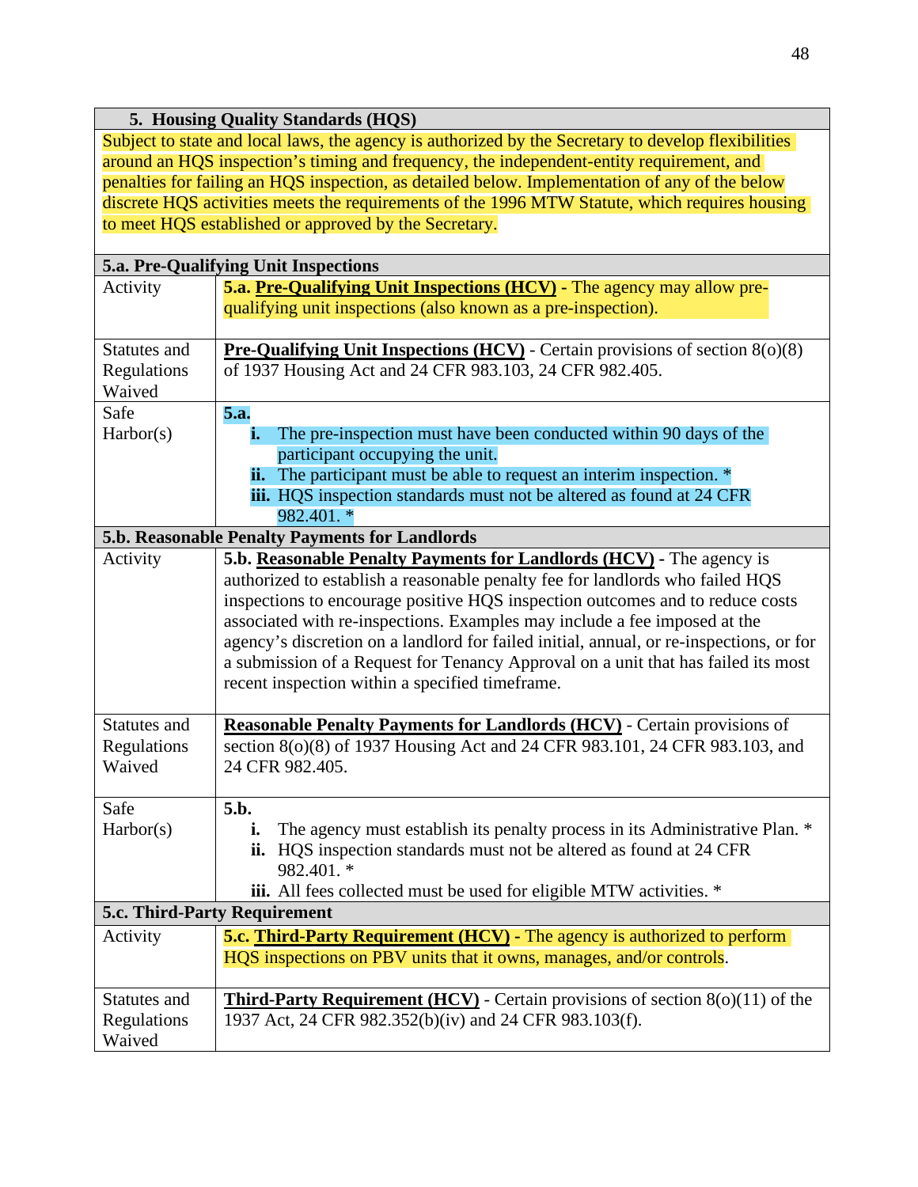| **5. Housing Quality Standards (HQS)** | |
|---|---|
| Subject to state and local laws, the agency is authorized by the Secretary to develop flexibilities around an HQS inspection's timing and frequency, the independent-entity requirement, and penalties for failing an HQS inspection, as detailed below. Implementation of any of the below discrete HQS activities meets the requirements of the 1996 MTW Statute, which requires housing to meet HQS established or approved by the Secretary. | |
| **5.a. Pre-Qualifying Unit Inspections** | |
| Activity | **5.a. <u>Pre-Qualifying Unit Inspections (HCV)</u> -** The agency may allow pre-qualifying unit inspections (also known as a pre-inspection). |
| Statutes and Regulations Waived | **<u>Pre-Qualifying Unit Inspections (HCV)</u>** - Certain provisions of section 8(o)(8) of 1937 Housing Act and 24 CFR 983.103, 24 CFR 982.405. |
| Safe Harbor(s) | **5.a.**<br>**i.** The pre-inspection must have been conducted within 90 days of the participant occupying the unit.<br>**ii.** The participant must be able to request an interim inspection. *<br>**iii.** HQS inspection standards must not be altered as found at 24 CFR 982.401. * |
| **5.b. Reasonable Penalty Payments for Landlords** | |
| Activity | **5.b. <u>Reasonable Penalty Payments for Landlords (HCV)</u>** - The agency is authorized to establish a reasonable penalty fee for landlords who failed HQS inspections to encourage positive HQS inspection outcomes and to reduce costs associated with re-inspections. Examples may include a fee imposed at the agency's discretion on a landlord for failed initial, annual, or re-inspections, or for a submission of a Request for Tenancy Approval on a unit that has failed its most recent inspection within a specified timeframe. |
| Statutes and Regulations Waived | **<u>Reasonable Penalty Payments for Landlords (HCV)</u>** - Certain provisions of section 8(o)(8) of 1937 Housing Act and 24 CFR 983.101, 24 CFR 983.103, and 24 CFR 982.405. |
| Safe Harbor(s) | **5.b.**<br>**i.** The agency must establish its penalty process in its Administrative Plan. *<br>**ii.** HQS inspection standards must not be altered as found at 24 CFR 982.401. *<br>**iii.** All fees collected must be used for eligible MTW activities. * |
| **5.c. Third-Party Requirement** | |
| Activity | **5.c. <u>Third-Party Requirement (HCV)</u>** - The agency is authorized to perform HQS inspections on PBV units that it owns, manages, and/or controls. |
| Statutes and Regulations Waived | **<u>Third-Party Requirement (HCV)</u>** - Certain provisions of section 8(o)(11) of the 1937 Act, 24 CFR 982.352(b)(iv) and 24 CFR 983.103(f). |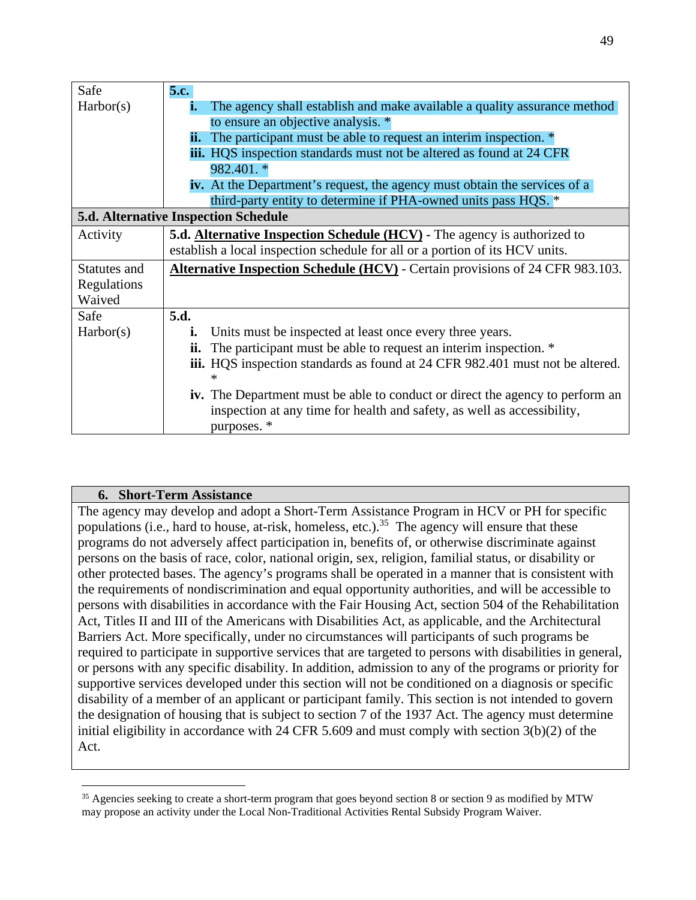| | |
|---|---|
| Safe Harbor(s) | **5.c.**<br>**i.** The agency shall establish and make available a quality assurance method to ensure an objective analysis. *<br>**ii.** The participant must be able to request an interim inspection. *<br>**iii.** HQS inspection standards must not be altered as found at 24 CFR 982.401. *<br>**iv.** At the Department's request, the agency must obtain the services of a third-party entity to determine if PHA-owned units pass HQS. * |
| **5.d. Alternative Inspection Schedule** | |
| Activity | **5.d. Alternative Inspection Schedule (HCV)** - The agency is authorized to establish a local inspection schedule for all or a portion of its HCV units. |
| Statutes and Regulations Waived | **Alternative Inspection Schedule (HCV)** - Certain provisions of 24 CFR 983.103. |
| Safe Harbor(s) | **5.d.**<br>**i.** Units must be inspected at least once every three years.<br>**ii.** The participant must be able to request an interim inspection. *<br>**iii.** HQS inspection standards as found at 24 CFR 982.401 must not be altered. *<br>**iv.** The Department must be able to conduct or direct the agency to perform an inspection at any time for health and safety, as well as accessibility, purposes. * |

| **6. Short-Term Assistance** |
|---|
| The agency may develop and adopt a Short-Term Assistance Program in HCV or PH for specific populations (i.e., hard to house, at-risk, homeless, etc.).[35] The agency will ensure that these programs do not adversely affect participation in, benefits of, or otherwise discriminate against persons on the basis of race, color, national origin, sex, religion, familial status, or disability or other protected bases. The agency's programs shall be operated in a manner that is consistent with the requirements of nondiscrimination and equal opportunity authorities, and will be accessible to persons with disabilities in accordance with the Fair Housing Act, section 504 of the Rehabilitation Act, Titles II and III of the Americans with Disabilities Act, as applicable, and the Architectural Barriers Act. More specifically, under no circumstances will participants of such programs be required to participate in supportive services that are targeted to persons with disabilities in general, or persons with any specific disability. In addition, admission to any of the programs or priority for supportive services developed under this section will not be conditioned on a diagnosis or specific disability of a member of an applicant or participant family. This section is not intended to govern the designation of housing that is subject to section 7 of the 1937 Act. The agency must determine initial eligibility in accordance with 24 CFR 5.609 and must comply with section 3(b)(2) of the Act. |

[35] Agencies seeking to create a short-term program that goes beyond section 8 or section 9 as modified by MTW may propose an activity under the Local Non-Traditional Activities Rental Subsidy Program Waiver.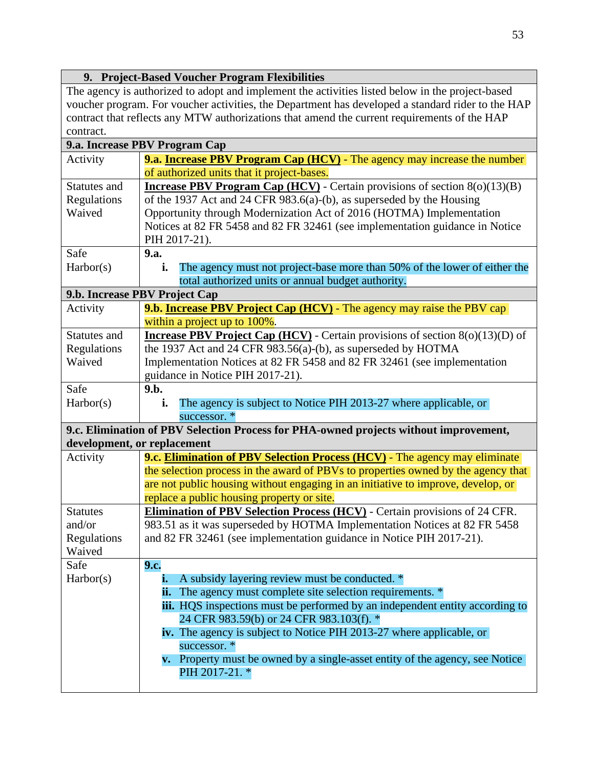| **9. Project-Based Voucher Program Flexibilities** | |
|---|---|
| The agency is authorized to adopt and implement the activities listed below in the project-based voucher program. For voucher activities, the Department has developed a standard rider to the HAP contract that reflects any MTW authorizations that amend the current requirements of the HAP contract. | |
| **9.a. Increase PBV Program Cap** | |
| Activity | **9.a. <u>Increase PBV Program Cap (HCV)</u>** - The agency may increase the number of authorized units that it project-bases. |
| Statutes and Regulations Waived | **<u>Increase PBV Program Cap (HCV)</u>** - Certain provisions of section 8(o)(13)(B) of the 1937 Act and 24 CFR 983.6(a)-(b), as superseded by the Housing Opportunity through Modernization Act of 2016 (HOTMA) Implementation Notices at 82 FR 5458 and 82 FR 32461 (see implementation guidance in Notice PIH 2017-21). |
| Safe Harbor(s) | **9.a.**<br>**i.** The agency must not project-base more than 50% of the lower of either the total authorized units or annual budget authority. |
| **9.b. Increase PBV Project Cap** | |
| Activity | **9.b. <u>Increase PBV Project Cap (HCV)</u>** - The agency may raise the PBV cap within a project up to 100%. |
| Statutes and Regulations Waived | **<u>Increase PBV Project Cap (HCV)</u>** - Certain provisions of section 8(o)(13)(D) of the 1937 Act and 24 CFR 983.56(a)-(b), as superseded by HOTMA Implementation Notices at 82 FR 5458 and 82 FR 32461 (see implementation guidance in Notice PIH 2017-21). |
| Safe Harbor(s) | **9.b.**<br>**i.** The agency is subject to Notice PIH 2013-27 where applicable, or successor. * |
| **9.c. Elimination of PBV Selection Process for PHA-owned projects without improvement, development, or replacement** | |
| Activity | **9.c. <u>Elimination of PBV Selection Process (HCV)</u>** - The agency may eliminate the selection process in the award of PBVs to properties owned by the agency that are not public housing without engaging in an initiative to improve, develop, or replace a public housing property or site. |
| Statutes and/or Regulations Waived | **<u>Elimination of PBV Selection Process (HCV)</u>** - Certain provisions of 24 CFR. 983.51 as it was superseded by HOTMA Implementation Notices at 82 FR 5458 and 82 FR 32461 (see implementation guidance in Notice PIH 2017-21). |
| Safe Harbor(s) | **9.c.**<br>**i.** A subsidy layering review must be conducted. *<br>**ii.** The agency must complete site selection requirements. *<br>**iii.** HQS inspections must be performed by an independent entity according to 24 CFR 983.59(b) or 24 CFR 983.103(f). *<br>**iv.** The agency is subject to Notice PIH 2013-27 where applicable, or successor. *<br>**v.** Property must be owned by a single-asset entity of the agency, see Notice PIH 2017-21. * |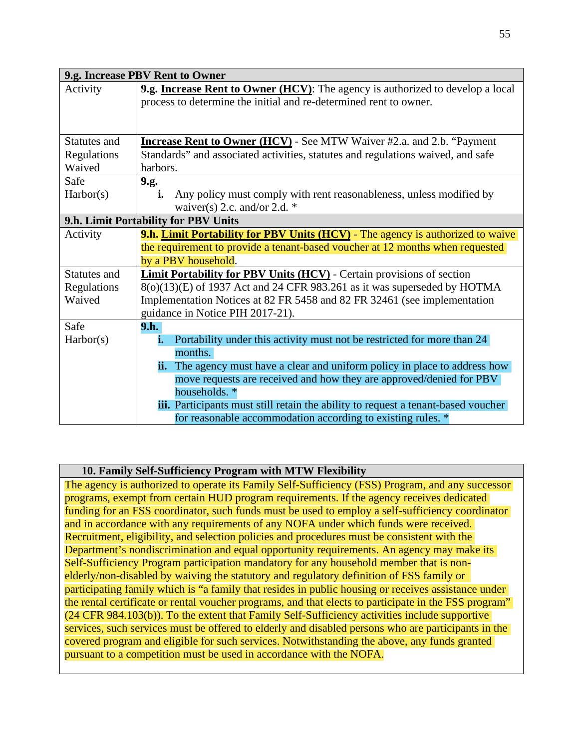| 9.g. Increase PBV Rent to Owner | |
|---|---|
| Activity | **9.g. <u>Increase Rent to Owner (HCV)</u>**: The agency is authorized to develop a local process to determine the initial and re-determined rent to owner. |
| Statutes and Regulations Waived | **<u>Increase Rent to Owner (HCV)</u>** - See MTW Waiver #2.a. and 2.b. "Payment Standards" and associated activities, statutes and regulations waived, and safe harbors. |
| Safe Harbor(s) | **9.g.**<br>**i.** Any policy must comply with rent reasonableness, unless modified by waiver(s) 2.c. and/or 2.d. * |
| **9.h. Limit Portability for PBV Units** | |
| Activity | **9.h. <u>Limit Portability for PBV Units (HCV)</u>** - The agency is authorized to waive the requirement to provide a tenant-based voucher at 12 months when requested by a PBV household. |
| Statutes and Regulations Waived | **<u>Limit Portability for PBV Units (HCV)</u>** - Certain provisions of section 8(o)(13)(E) of 1937 Act and 24 CFR 983.261 as it was superseded by HOTMA Implementation Notices at 82 FR 5458 and 82 FR 32461 (see implementation guidance in Notice PIH 2017-21). |
| Safe Harbor(s) | **9.h.**<br>**i.** Portability under this activity must not be restricted for more than 24 months.<br>**ii.** The agency must have a clear and uniform policy in place to address how move requests are received and how they are approved/denied for PBV households. *<br>**iii.** Participants must still retain the ability to request a tenant-based voucher for reasonable accommodation according to existing rules. * |

| 10. Family Self-Sufficiency Program with MTW Flexibility |
|---|
| The agency is authorized to operate its Family Self-Sufficiency (FSS) Program, and any successor programs, exempt from certain HUD program requirements. If the agency receives dedicated funding for an FSS coordinator, such funds must be used to employ a self-sufficiency coordinator and in accordance with any requirements of any NOFA under which funds were received. Recruitment, eligibility, and selection policies and procedures must be consistent with the Department's nondiscrimination and equal opportunity requirements. An agency may make its Self-Sufficiency Program participation mandatory for any household member that is non-elderly/non-disabled by waiving the statutory and regulatory definition of FSS family or participating family which is "a family that resides in public housing or receives assistance under the rental certificate or rental voucher programs, and that elects to participate in the FSS program" (24 CFR 984.103(b)). To the extent that Family Self-Sufficiency activities include supportive services, such services must be offered to elderly and disabled persons who are participants in the covered program and eligible for such services. Notwithstanding the above, any funds granted pursuant to a competition must be used in accordance with the NOFA. |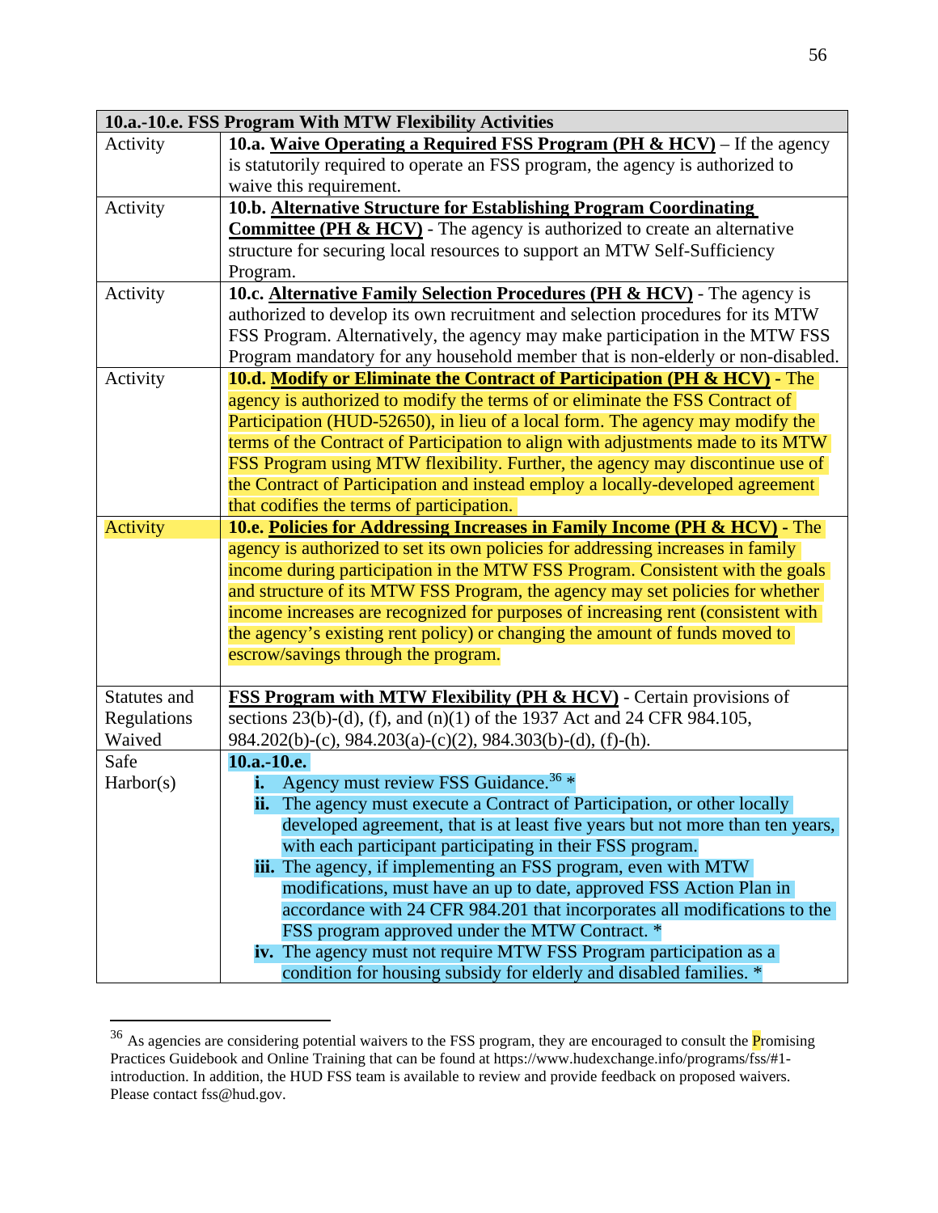| 10.a.-10.e. FSS Program With MTW Flexibility Activities | |
|---|---|
| Activity | **10.a. <u>Waive Operating a Required FSS Program (PH & HCV)</u>** – If the agency is statutorily required to operate an FSS program, the agency is authorized to waive this requirement. |
| Activity | **10.b. <u>Alternative Structure for Establishing Program Coordinating Committee (PH & HCV)</u>** - The agency is authorized to create an alternative structure for securing local resources to support an MTW Self-Sufficiency Program. |
| Activity | **10.c. <u>Alternative Family Selection Procedures (PH & HCV)</u>** - The agency is authorized to develop its own recruitment and selection procedures for its MTW FSS Program. Alternatively, the agency may make participation in the MTW FSS Program mandatory for any household member that is non-elderly or non-disabled. |
| Activity | **10.d. <u>Modify or Eliminate the Contract of Participation (PH & HCV)</u>** - The agency is authorized to modify the terms of or eliminate the FSS Contract of Participation (HUD-52650), in lieu of a local form. The agency may modify the terms of the Contract of Participation to align with adjustments made to its MTW FSS Program using MTW flexibility. Further, the agency may discontinue use of the Contract of Participation and instead employ a locally-developed agreement that codifies the terms of participation. |
| Activity | **10.e. <u>Policies for Addressing Increases in Family Income (PH & HCV)</u>** - The agency is authorized to set its own policies for addressing increases in family income during participation in the MTW FSS Program. Consistent with the goals and structure of its MTW FSS Program, the agency may set policies for whether income increases are recognized for purposes of increasing rent (consistent with the agency's existing rent policy) or changing the amount of funds moved to escrow/savings through the program. |
| Statutes and Regulations Waived | **<u>FSS Program with MTW Flexibility (PH & HCV)</u>** - Certain provisions of sections 23(b)-(d), (f), and (n)(1) of the 1937 Act and 24 CFR 984.105, 984.202(b)-(c), 984.203(a)-(c)(2), 984.303(b)-(d), (f)-(h). |
| Safe Harbor(s) | **10.a.-10.e.**<br>**i.** Agency must review FSS Guidance.[36] *<br>**ii.** The agency must execute a Contract of Participation, or other locally developed agreement, that is at least five years but not more than ten years, with each participant participating in their FSS program.<br>**iii.** The agency, if implementing an FSS program, even with MTW modifications, must have an up to date, approved FSS Action Plan in accordance with 24 CFR 984.201 that incorporates all modifications to the FSS program approved under the MTW Contract. *<br>**iv.** The agency must not require MTW FSS Program participation as a condition for housing subsidy for elderly and disabled families. * |

[36] As agencies are considering potential waivers to the FSS program, they are encouraged to consult the Promising Practices Guidebook and Online Training that can be found at https://www.hudexchange.info/programs/fss/#1-introduction. In addition, the HUD FSS team is available to review and provide feedback on proposed waivers. Please contact fss@hud.gov.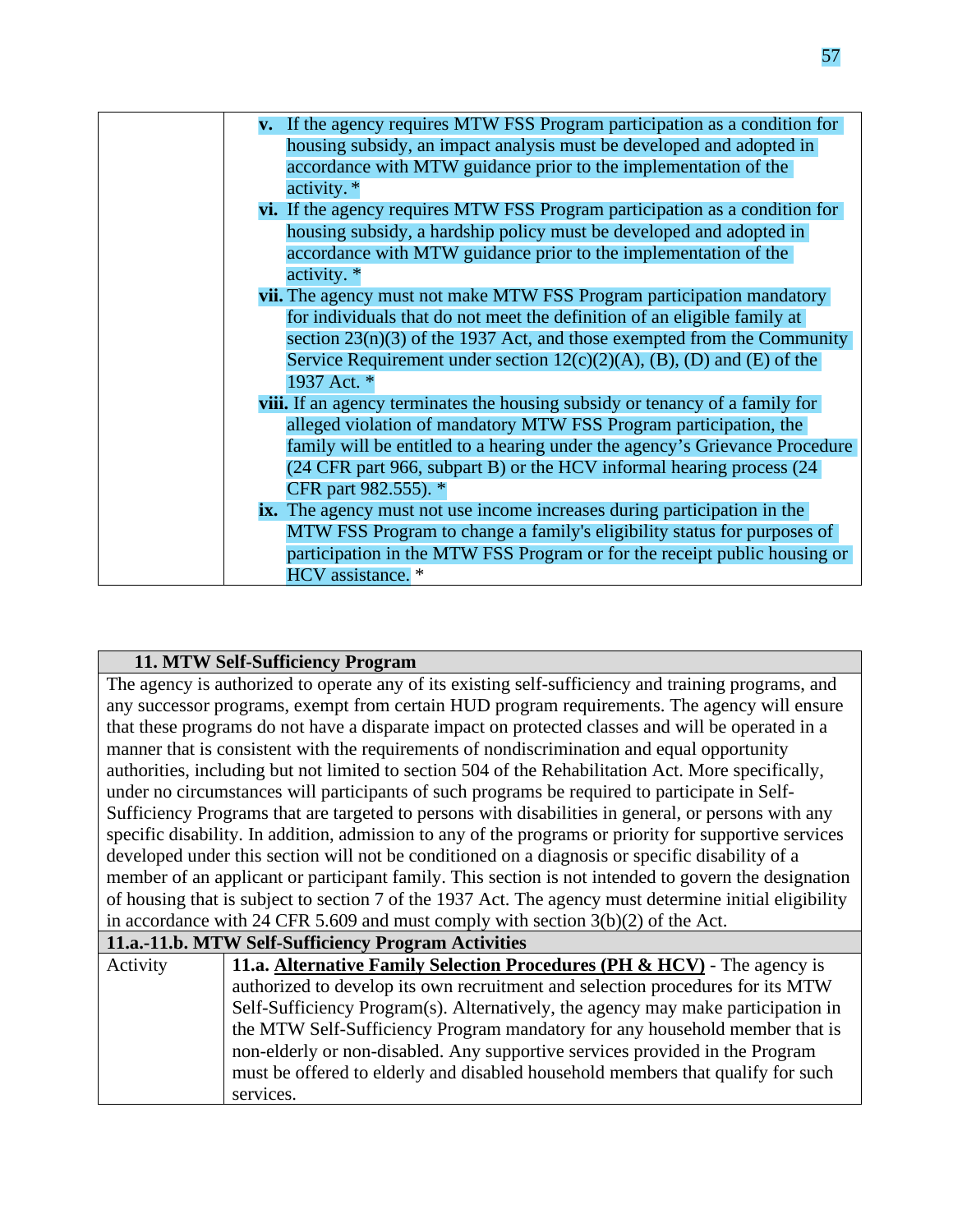| | |
|---|---|
| | **v.** If the agency requires MTW FSS Program participation as a condition for housing subsidy, an impact analysis must be developed and adopted in accordance with MTW guidance prior to the implementation of the activity. * <br> **vi.** If the agency requires MTW FSS Program participation as a condition for housing subsidy, a hardship policy must be developed and adopted in accordance with MTW guidance prior to the implementation of the activity. * <br> **vii.** The agency must not make MTW FSS Program participation mandatory for individuals that do not meet the definition of an eligible family at section 23(n)(3) of the 1937 Act, and those exempted from the Community Service Requirement under section 12(c)(2)(A), (B), (D) and (E) of the 1937 Act. * <br> **viii.** If an agency terminates the housing subsidy or tenancy of a family for alleged violation of mandatory MTW FSS Program participation, the family will be entitled to a hearing under the agency's Grievance Procedure (24 CFR part 966, subpart B) or the HCV informal hearing process (24 CFR part 982.555). * <br> **ix.** The agency must not use income increases during participation in the MTW FSS Program to change a family's eligibility status for purposes of participation in the MTW FSS Program or for the receipt public housing or HCV assistance. * |

| **11. MTW Self-Sufficiency Program** | |
|---|---|
| The agency is authorized to operate any of its existing self-sufficiency and training programs, and any successor programs, exempt from certain HUD program requirements. The agency will ensure that these programs do not have a disparate impact on protected classes and will be operated in a manner that is consistent with the requirements of nondiscrimination and equal opportunity authorities, including but not limited to section 504 of the Rehabilitation Act. More specifically, under no circumstances will participants of such programs be required to participate in Self-Sufficiency Programs that are targeted to persons with disabilities in general, or persons with any specific disability. In addition, admission to any of the programs or priority for supportive services developed under this section will not be conditioned on a diagnosis or specific disability of a member of an applicant or participant family. This section is not intended to govern the designation of housing that is subject to section 7 of the 1937 Act. The agency must determine initial eligibility in accordance with 24 CFR 5.609 and must comply with section 3(b)(2) of the Act. | |
| **11.a.-11.b. MTW Self-Sufficiency Program Activities** | |
| Activity | **11.a. Alternative Family Selection Procedures (PH & HCV)** - The agency is authorized to develop its own recruitment and selection procedures for its MTW Self-Sufficiency Program(s). Alternatively, the agency may make participation in the MTW Self-Sufficiency Program mandatory for any household member that is non-elderly or non-disabled. Any supportive services provided in the Program must be offered to elderly and disabled household members that qualify for such services. |